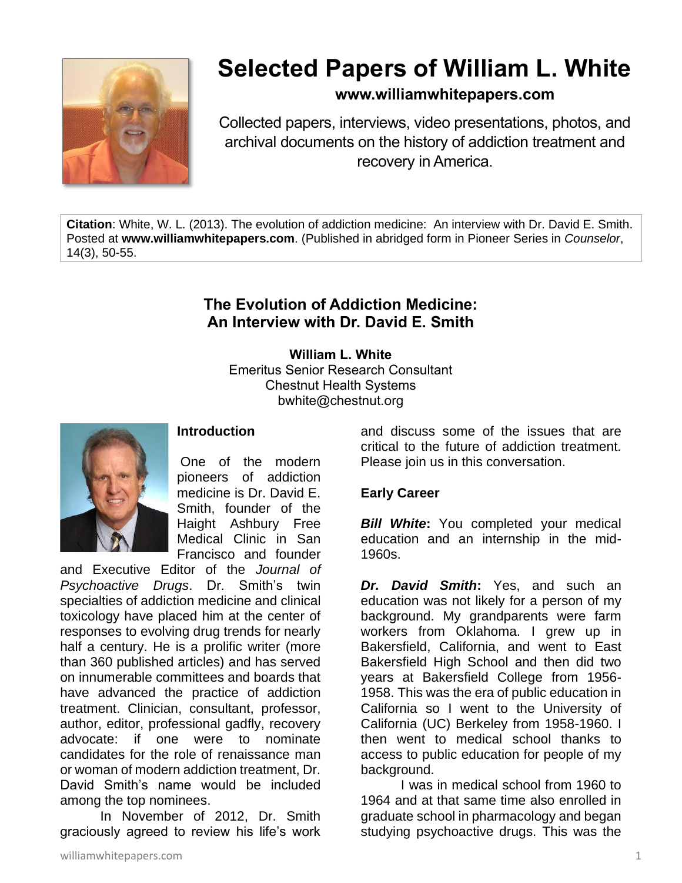# Selected Papers of William L. White

**www.williamwhitepapers.com**

Collected papers, interviews, video presentations, photos, and archival documents on the history of addiction treatment and recovery in America.

**Citation**: White, W. L. (2013). The evolution of addiction medicine: An interview with Dr. David E. Smith. Posted at **www.williamwhitepapers.com**. (Published in abridged form in Pioneer Series in *Counselor*, 14(3), 50-55.

## The Evolution of Addiction Medicine: An Interview with Dr. David E. Smith

**William L. White**
Emeritus Senior Research Consultant
Chestnut Health Systems
bwhite@chestnut.org

### Introduction

One of the modern pioneers of addiction medicine is Dr. David E. Smith, founder of the Haight Ashbury Free Medical Clinic in San Francisco and founder and Executive Editor of the *Journal of Psychoactive Drugs*. Dr. Smith's twin specialties of addiction medicine and clinical toxicology have placed him at the center of responses to evolving drug trends for nearly half a century. He is a prolific writer (more than 360 published articles) and has served on innumerable committees and boards that have advanced the practice of addiction treatment. Clinician, consultant, professor, author, editor, professional gadfly, recovery advocate: if one were to nominate candidates for the role of renaissance man or woman of modern addiction treatment, Dr. David Smith's name would be included among the top nominees.

In November of 2012, Dr. Smith graciously agreed to review his life's work and discuss some of the issues that are critical to the future of addiction treatment. Please join us in this conversation.

### Early Career

***Bill White*:** You completed your medical education and an internship in the mid-1960s.

***Dr. David Smith*:** Yes, and such an education was not likely for a person of my background. My grandparents were farm workers from Oklahoma. I grew up in Bakersfield, California, and went to East Bakersfield High School and then did two years at Bakersfield College from 1956-1958. This was the era of public education in California so I went to the University of California (UC) Berkeley from 1958-1960. I then went to medical school thanks to access to public education for people of my background.

I was in medical school from 1960 to 1964 and at that same time also enrolled in graduate school in pharmacology and began studying psychoactive drugs. This was the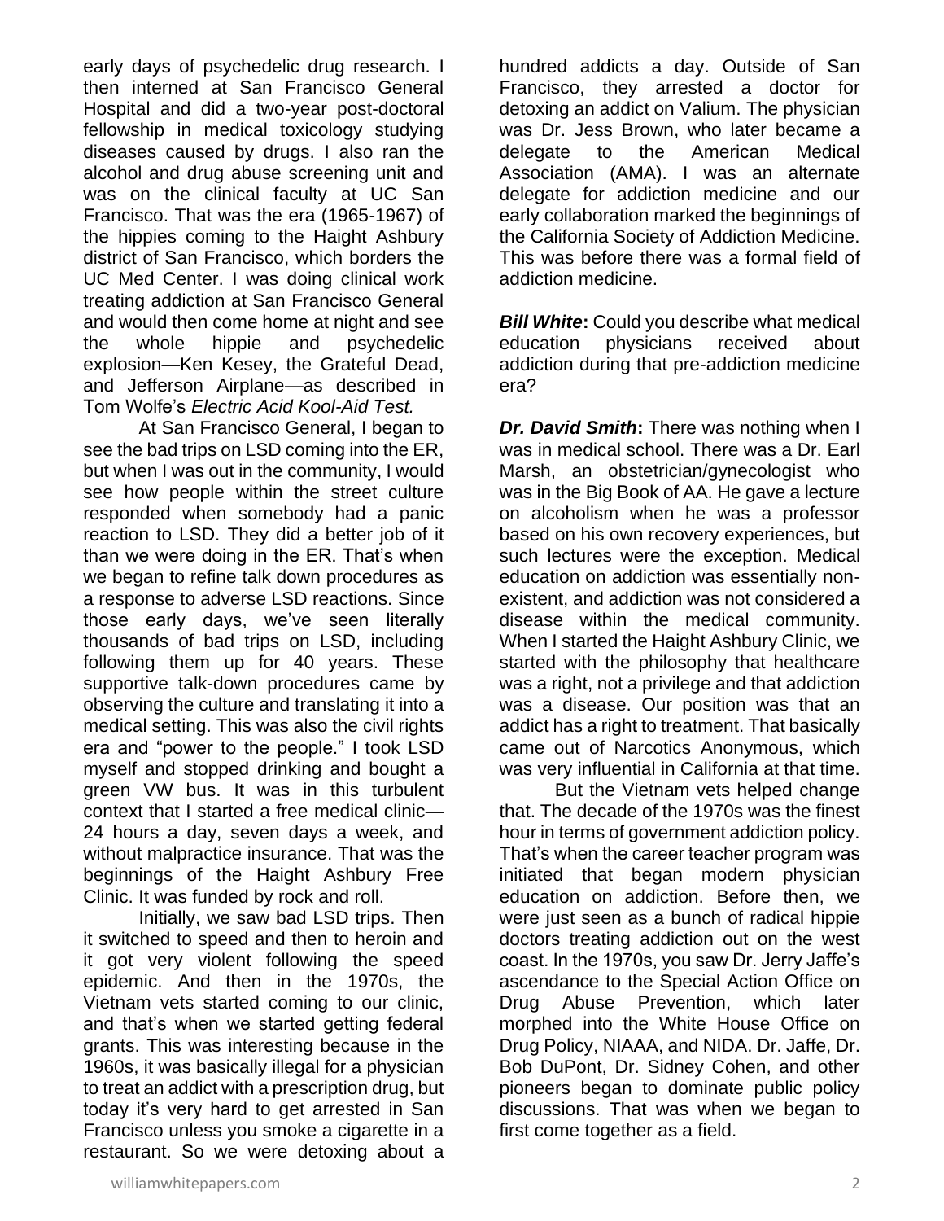early days of psychedelic drug research. I then interned at San Francisco General Hospital and did a two-year post-doctoral fellowship in medical toxicology studying diseases caused by drugs. I also ran the alcohol and drug abuse screening unit and was on the clinical faculty at UC San Francisco. That was the era (1965-1967) of the hippies coming to the Haight Ashbury district of San Francisco, which borders the UC Med Center. I was doing clinical work treating addiction at San Francisco General and would then come home at night and see the whole hippie and psychedelic explosion—Ken Kesey, the Grateful Dead, and Jefferson Airplane—as described in Tom Wolfe's *Electric Acid Kool-Aid Test.*

At San Francisco General, I began to see the bad trips on LSD coming into the ER, but when I was out in the community, I would see how people within the street culture responded when somebody had a panic reaction to LSD. They did a better job of it than we were doing in the ER. That's when we began to refine talk down procedures as a response to adverse LSD reactions. Since those early days, we've seen literally thousands of bad trips on LSD, including following them up for 40 years. These supportive talk-down procedures came by observing the culture and translating it into a medical setting. This was also the civil rights era and "power to the people." I took LSD myself and stopped drinking and bought a green VW bus. It was in this turbulent context that I started a free medical clinic—24 hours a day, seven days a week, and without malpractice insurance. That was the beginnings of the Haight Ashbury Free Clinic. It was funded by rock and roll.

Initially, we saw bad LSD trips. Then it switched to speed and then to heroin and it got very violent following the speed epidemic. And then in the 1970s, the Vietnam vets started coming to our clinic, and that's when we started getting federal grants. This was interesting because in the 1960s, it was basically illegal for a physician to treat an addict with a prescription drug, but today it's very hard to get arrested in San Francisco unless you smoke a cigarette in a restaurant. So we were detoxing about a hundred addicts a day. Outside of San Francisco, they arrested a doctor for detoxing an addict on Valium. The physician was Dr. Jess Brown, who later became a delegate to the American Medical Association (AMA). I was an alternate delegate for addiction medicine and our early collaboration marked the beginnings of the California Society of Addiction Medicine. This was before there was a formal field of addiction medicine.

***Bill White*:** Could you describe what medical education physicians received about addiction during that pre-addiction medicine era?

***Dr. David Smith*:** There was nothing when I was in medical school. There was a Dr. Earl Marsh, an obstetrician/gynecologist who was in the Big Book of AA. He gave a lecture on alcoholism when he was a professor based on his own recovery experiences, but such lectures were the exception. Medical education on addiction was essentially non-existent, and addiction was not considered a disease within the medical community. When I started the Haight Ashbury Clinic, we started with the philosophy that healthcare was a right, not a privilege and that addiction was a disease. Our position was that an addict has a right to treatment. That basically came out of Narcotics Anonymous, which was very influential in California at that time.

But the Vietnam vets helped change that. The decade of the 1970s was the finest hour in terms of government addiction policy. That's when the career teacher program was initiated that began modern physician education on addiction. Before then, we were just seen as a bunch of radical hippie doctors treating addiction out on the west coast. In the 1970s, you saw Dr. Jerry Jaffe's ascendance to the Special Action Office on Drug Abuse Prevention, which later morphed into the White House Office on Drug Policy, NIAAA, and NIDA. Dr. Jaffe, Dr. Bob DuPont, Dr. Sidney Cohen, and other pioneers began to dominate public policy discussions. That was when we began to first come together as a field.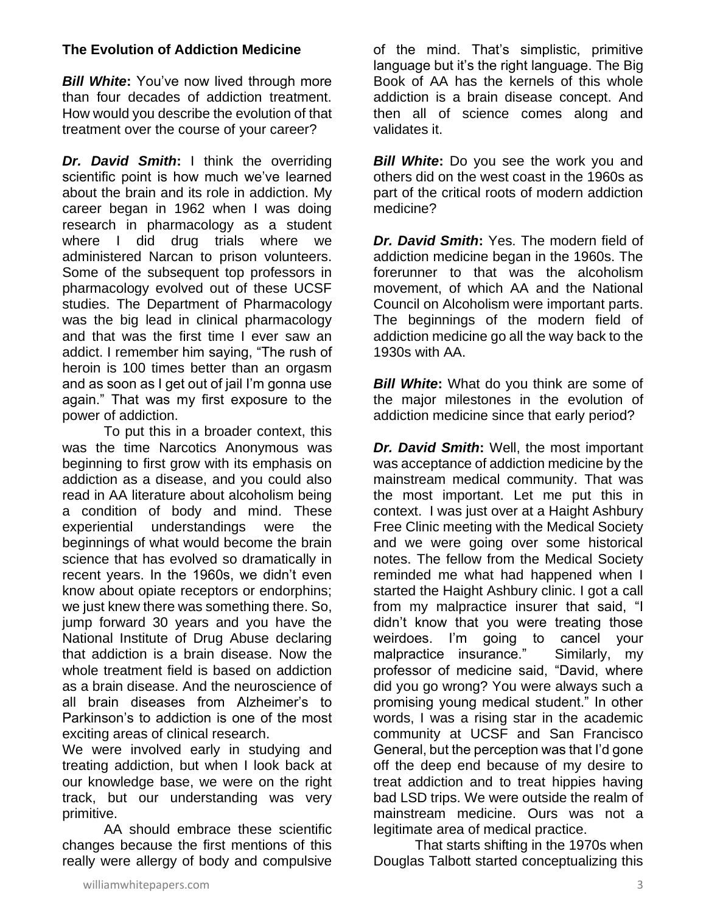## The Evolution of Addiction Medicine

***Bill White*:** You've now lived through more than four decades of addiction treatment. How would you describe the evolution of that treatment over the course of your career?

***Dr. David Smith*:** I think the overriding scientific point is how much we've learned about the brain and its role in addiction. My career began in 1962 when I was doing research in pharmacology as a student where I did drug trials where we administered Narcan to prison volunteers. Some of the subsequent top professors in pharmacology evolved out of these UCSF studies. The Department of Pharmacology was the big lead in clinical pharmacology and that was the first time I ever saw an addict. I remember him saying, "The rush of heroin is 100 times better than an orgasm and as soon as I get out of jail I'm gonna use again." That was my first exposure to the power of addiction.

To put this in a broader context, this was the time Narcotics Anonymous was beginning to first grow with its emphasis on addiction as a disease, and you could also read in AA literature about alcoholism being a condition of body and mind. These experiential understandings were the beginnings of what would become the brain science that has evolved so dramatically in recent years. In the 1960s, we didn't even know about opiate receptors or endorphins; we just knew there was something there. So, jump forward 30 years and you have the National Institute of Drug Abuse declaring that addiction is a brain disease. Now the whole treatment field is based on addiction as a brain disease. And the neuroscience of all brain diseases from Alzheimer's to Parkinson's to addiction is one of the most exciting areas of clinical research.

We were involved early in studying and treating addiction, but when I look back at our knowledge base, we were on the right track, but our understanding was very primitive.

AA should embrace these scientific changes because the first mentions of this really were allergy of body and compulsive of the mind. That's simplistic, primitive language but it's the right language. The Big Book of AA has the kernels of this whole addiction is a brain disease concept. And then all of science comes along and validates it.

***Bill White*:** Do you see the work you and others did on the west coast in the 1960s as part of the critical roots of modern addiction medicine?

***Dr. David Smith*:** Yes. The modern field of addiction medicine began in the 1960s. The forerunner to that was the alcoholism movement, of which AA and the National Council on Alcoholism were important parts. The beginnings of the modern field of addiction medicine go all the way back to the 1930s with AA.

***Bill White*:** What do you think are some of the major milestones in the evolution of addiction medicine since that early period?

***Dr. David Smith*:** Well, the most important was acceptance of addiction medicine by the mainstream medical community. That was the most important. Let me put this in context. I was just over at a Haight Ashbury Free Clinic meeting with the Medical Society and we were going over some historical notes. The fellow from the Medical Society reminded me what had happened when I started the Haight Ashbury clinic. I got a call from my malpractice insurer that said, "I didn't know that you were treating those weirdoes. I'm going to cancel your malpractice insurance." Similarly, my professor of medicine said, "David, where did you go wrong? You were always such a promising young medical student." In other words, I was a rising star in the academic community at UCSF and San Francisco General, but the perception was that I'd gone off the deep end because of my desire to treat addiction and to treat hippies having bad LSD trips. We were outside the realm of mainstream medicine. Ours was not a legitimate area of medical practice.

That starts shifting in the 1970s when Douglas Talbott started conceptualizing this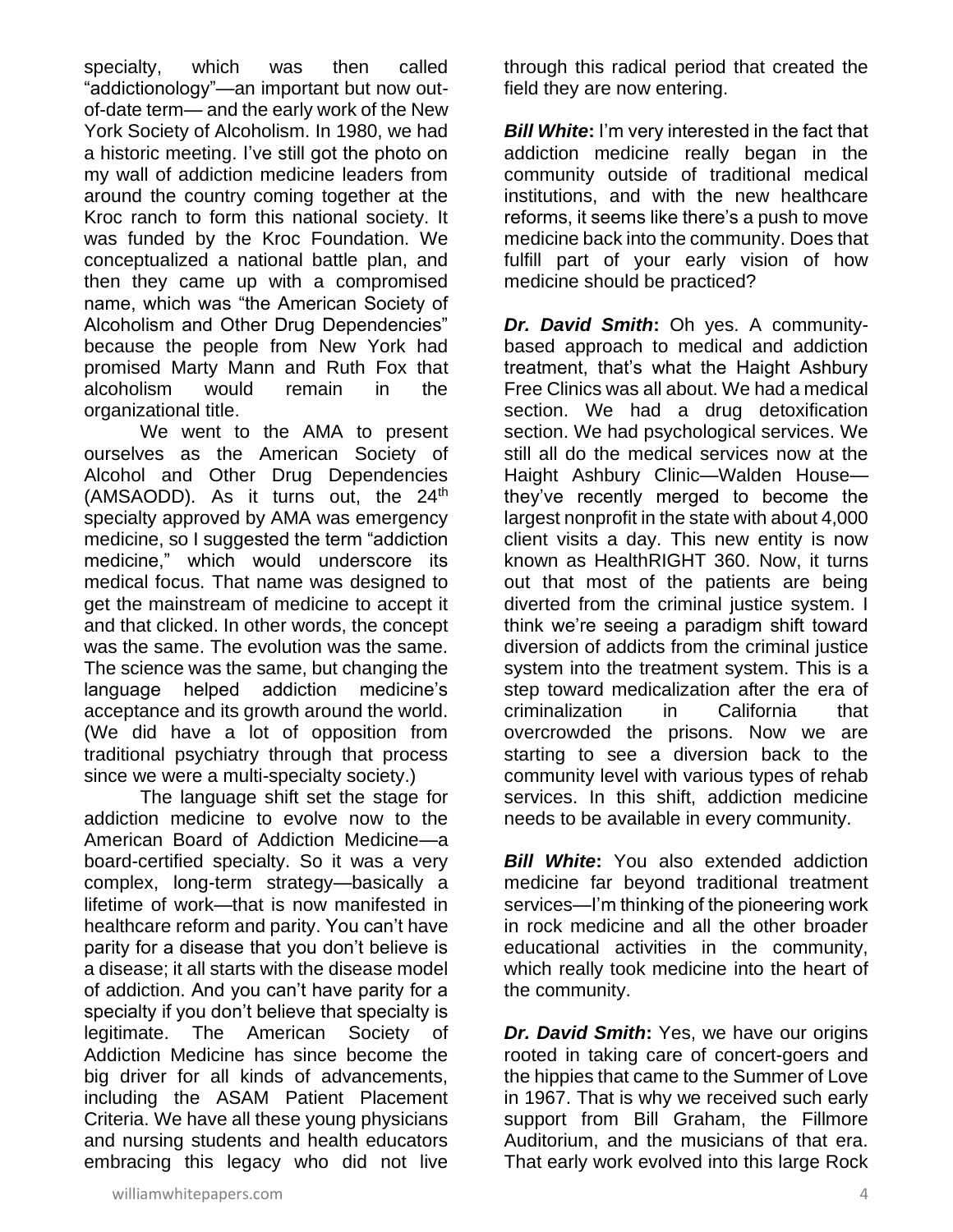specialty, which was then called "addictionology"—an important but now out-of-date term— and the early work of the New York Society of Alcoholism. In 1980, we had a historic meeting. I've still got the photo on my wall of addiction medicine leaders from around the country coming together at the Kroc ranch to form this national society. It was funded by the Kroc Foundation. We conceptualized a national battle plan, and then they came up with a compromised name, which was "the American Society of Alcoholism and Other Drug Dependencies" because the people from New York had promised Marty Mann and Ruth Fox that alcoholism would remain in the organizational title.

We went to the AMA to present ourselves as the American Society of Alcohol and Other Drug Dependencies (AMSAODD). As it turns out, the 24th specialty approved by AMA was emergency medicine, so I suggested the term "addiction medicine," which would underscore its medical focus. That name was designed to get the mainstream of medicine to accept it and that clicked. In other words, the concept was the same. The evolution was the same. The science was the same, but changing the language helped addiction medicine's acceptance and its growth around the world. (We did have a lot of opposition from traditional psychiatry through that process since we were a multi-specialty society.)

The language shift set the stage for addiction medicine to evolve now to the American Board of Addiction Medicine—a board-certified specialty. So it was a very complex, long-term strategy—basically a lifetime of work—that is now manifested in healthcare reform and parity. You can't have parity for a disease that you don't believe is a disease; it all starts with the disease model of addiction. And you can't have parity for a specialty if you don't believe that specialty is legitimate. The American Society of Addiction Medicine has since become the big driver for all kinds of advancements, including the ASAM Patient Placement Criteria. We have all these young physicians and nursing students and health educators embracing this legacy who did not live through this radical period that created the field they are now entering.

***Bill White*:** I'm very interested in the fact that addiction medicine really began in the community outside of traditional medical institutions, and with the new healthcare reforms, it seems like there's a push to move medicine back into the community. Does that fulfill part of your early vision of how medicine should be practiced?

***Dr. David Smith*:** Oh yes. A community-based approach to medical and addiction treatment, that's what the Haight Ashbury Free Clinics was all about. We had a medical section. We had a drug detoxification section. We had psychological services. We still all do the medical services now at the Haight Ashbury Clinic—Walden House—they've recently merged to become the largest nonprofit in the state with about 4,000 client visits a day. This new entity is now known as HealthRIGHT 360. Now, it turns out that most of the patients are being diverted from the criminal justice system. I think we're seeing a paradigm shift toward diversion of addicts from the criminal justice system into the treatment system. This is a step toward medicalization after the era of criminalization in California that overcrowded the prisons. Now we are starting to see a diversion back to the community level with various types of rehab services. In this shift, addiction medicine needs to be available in every community.

***Bill White*:** You also extended addiction medicine far beyond traditional treatment services—I'm thinking of the pioneering work in rock medicine and all the other broader educational activities in the community, which really took medicine into the heart of the community.

***Dr. David Smith*:** Yes, we have our origins rooted in taking care of concert-goers and the hippies that came to the Summer of Love in 1967. That is why we received such early support from Bill Graham, the Fillmore Auditorium, and the musicians of that era. That early work evolved into this large Rock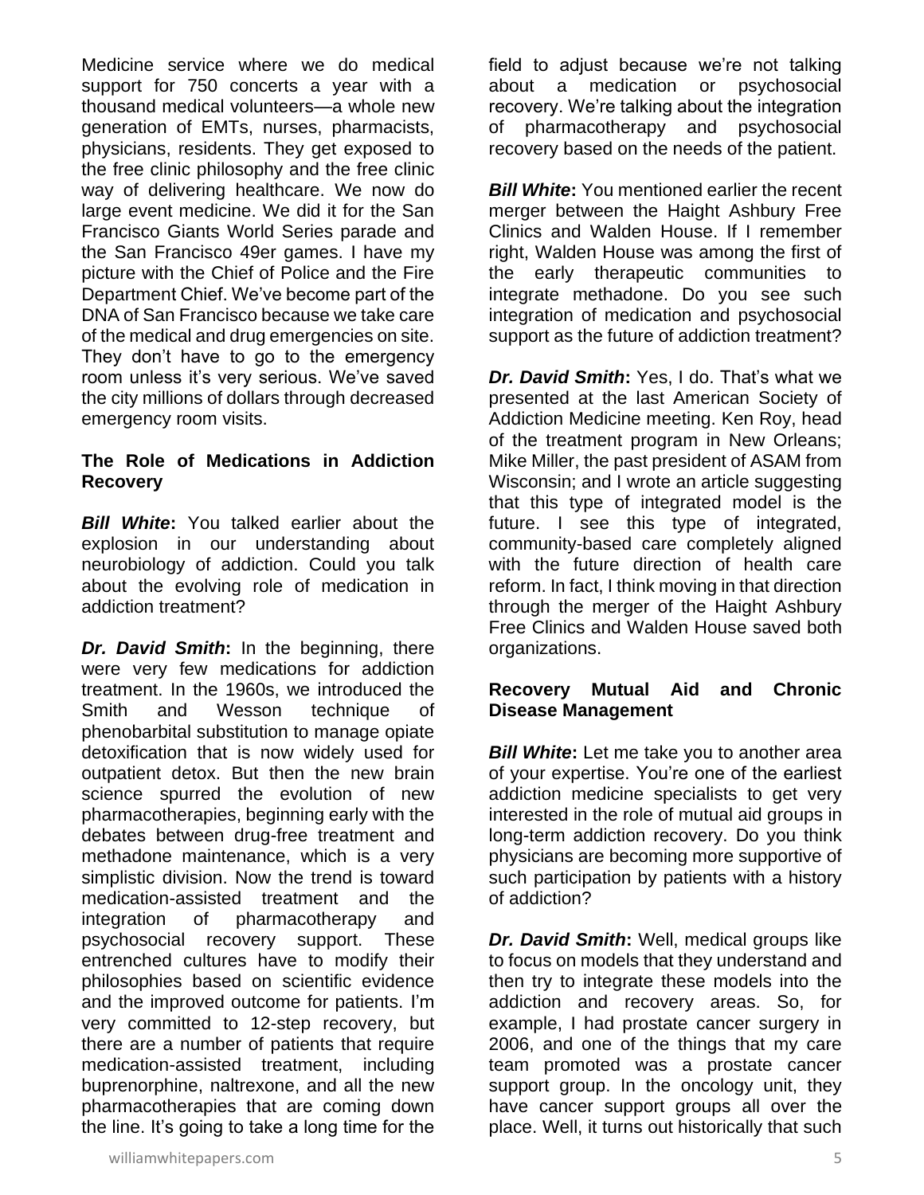Medicine service where we do medical support for 750 concerts a year with a thousand medical volunteers—a whole new generation of EMTs, nurses, pharmacists, physicians, residents. They get exposed to the free clinic philosophy and the free clinic way of delivering healthcare. We now do large event medicine. We did it for the San Francisco Giants World Series parade and the San Francisco 49er games. I have my picture with the Chief of Police and the Fire Department Chief. We've become part of the DNA of San Francisco because we take care of the medical and drug emergencies on site. They don't have to go to the emergency room unless it's very serious. We've saved the city millions of dollars through decreased emergency room visits.

**The Role of Medications in Addiction Recovery**

***Bill White*:** You talked earlier about the explosion in our understanding about neurobiology of addiction. Could you talk about the evolving role of medication in addiction treatment?

***Dr. David Smith*:** In the beginning, there were very few medications for addiction treatment. In the 1960s, we introduced the Smith and Wesson technique of phenobarbital substitution to manage opiate detoxification that is now widely used for outpatient detox. But then the new brain science spurred the evolution of new pharmacotherapies, beginning early with the debates between drug-free treatment and methadone maintenance, which is a very simplistic division. Now the trend is toward medication-assisted treatment and the integration of pharmacotherapy and psychosocial recovery support. These entrenched cultures have to modify their philosophies based on scientific evidence and the improved outcome for patients. I'm very committed to 12-step recovery, but there are a number of patients that require medication-assisted treatment, including buprenorphine, naltrexone, and all the new pharmacotherapies that are coming down the line. It's going to take a long time for the field to adjust because we're not talking about a medication or psychosocial recovery. We're talking about the integration of pharmacotherapy and psychosocial recovery based on the needs of the patient.

***Bill White*:** You mentioned earlier the recent merger between the Haight Ashbury Free Clinics and Walden House. If I remember right, Walden House was among the first of the early therapeutic communities to integrate methadone. Do you see such integration of medication and psychosocial support as the future of addiction treatment?

***Dr. David Smith*:** Yes, I do. That's what we presented at the last American Society of Addiction Medicine meeting. Ken Roy, head of the treatment program in New Orleans; Mike Miller, the past president of ASAM from Wisconsin; and I wrote an article suggesting that this type of integrated model is the future. I see this type of integrated, community-based care completely aligned with the future direction of health care reform. In fact, I think moving in that direction through the merger of the Haight Ashbury Free Clinics and Walden House saved both organizations.

**Recovery Mutual Aid and Chronic Disease Management**

***Bill White*:** Let me take you to another area of your expertise. You're one of the earliest addiction medicine specialists to get very interested in the role of mutual aid groups in long-term addiction recovery. Do you think physicians are becoming more supportive of such participation by patients with a history of addiction?

***Dr. David Smith*:** Well, medical groups like to focus on models that they understand and then try to integrate these models into the addiction and recovery areas. So, for example, I had prostate cancer surgery in 2006, and one of the things that my care team promoted was a prostate cancer support group. In the oncology unit, they have cancer support groups all over the place. Well, it turns out historically that such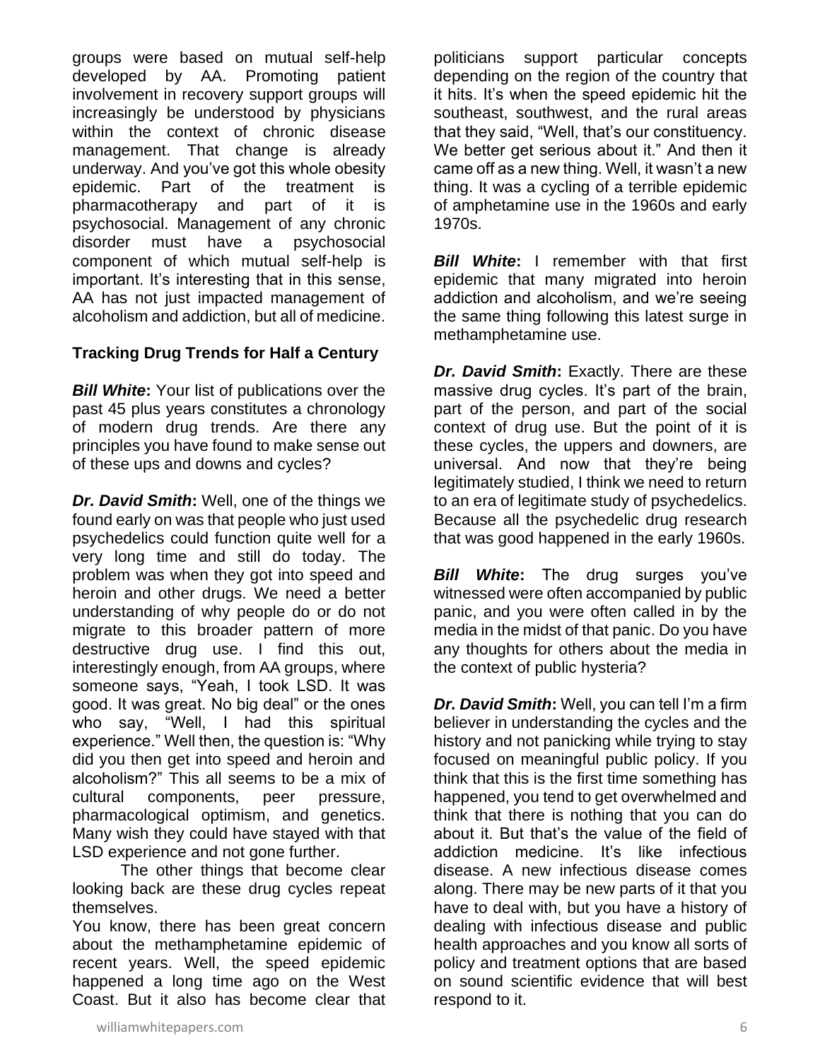groups were based on mutual self-help developed by AA. Promoting patient involvement in recovery support groups will increasingly be understood by physicians within the context of chronic disease management. That change is already underway. And you've got this whole obesity epidemic. Part of the treatment is pharmacotherapy and part of it is psychosocial. Management of any chronic disorder must have a psychosocial component of which mutual self-help is important. It's interesting that in this sense, AA has not just impacted management of alcoholism and addiction, but all of medicine.

**Tracking Drug Trends for Half a Century**

***Bill White*:** Your list of publications over the past 45 plus years constitutes a chronology of modern drug trends. Are there any principles you have found to make sense out of these ups and downs and cycles?

***Dr. David Smith*:** Well, one of the things we found early on was that people who just used psychedelics could function quite well for a very long time and still do today. The problem was when they got into speed and heroin and other drugs. We need a better understanding of why people do or do not migrate to this broader pattern of more destructive drug use. I find this out, interestingly enough, from AA groups, where someone says, "Yeah, I took LSD. It was good. It was great. No big deal" or the ones who say, "Well, I had this spiritual experience." Well then, the question is: "Why did you then get into speed and heroin and alcoholism?" This all seems to be a mix of cultural components, peer pressure, pharmacological optimism, and genetics. Many wish they could have stayed with that LSD experience and not gone further.

The other things that become clear looking back are these drug cycles repeat themselves.

You know, there has been great concern about the methamphetamine epidemic of recent years. Well, the speed epidemic happened a long time ago on the West Coast. But it also has become clear that politicians support particular concepts depending on the region of the country that it hits. It's when the speed epidemic hit the southeast, southwest, and the rural areas that they said, "Well, that's our constituency. We better get serious about it." And then it came off as a new thing. Well, it wasn't a new thing. It was a cycling of a terrible epidemic of amphetamine use in the 1960s and early 1970s.

***Bill White*:** I remember with that first epidemic that many migrated into heroin addiction and alcoholism, and we're seeing the same thing following this latest surge in methamphetamine use.

***Dr. David Smith*:** Exactly. There are these massive drug cycles. It's part of the brain, part of the person, and part of the social context of drug use. But the point of it is these cycles, the uppers and downers, are universal. And now that they're being legitimately studied, I think we need to return to an era of legitimate study of psychedelics. Because all the psychedelic drug research that was good happened in the early 1960s.

***Bill White*:** The drug surges you've witnessed were often accompanied by public panic, and you were often called in by the media in the midst of that panic. Do you have any thoughts for others about the media in the context of public hysteria?

***Dr. David Smith*:** Well, you can tell I'm a firm believer in understanding the cycles and the history and not panicking while trying to stay focused on meaningful public policy. If you think that this is the first time something has happened, you tend to get overwhelmed and think that there is nothing that you can do about it. But that's the value of the field of addiction medicine. It's like infectious disease. A new infectious disease comes along. There may be new parts of it that you have to deal with, but you have a history of dealing with infectious disease and public health approaches and you know all sorts of policy and treatment options that are based on sound scientific evidence that will best respond to it.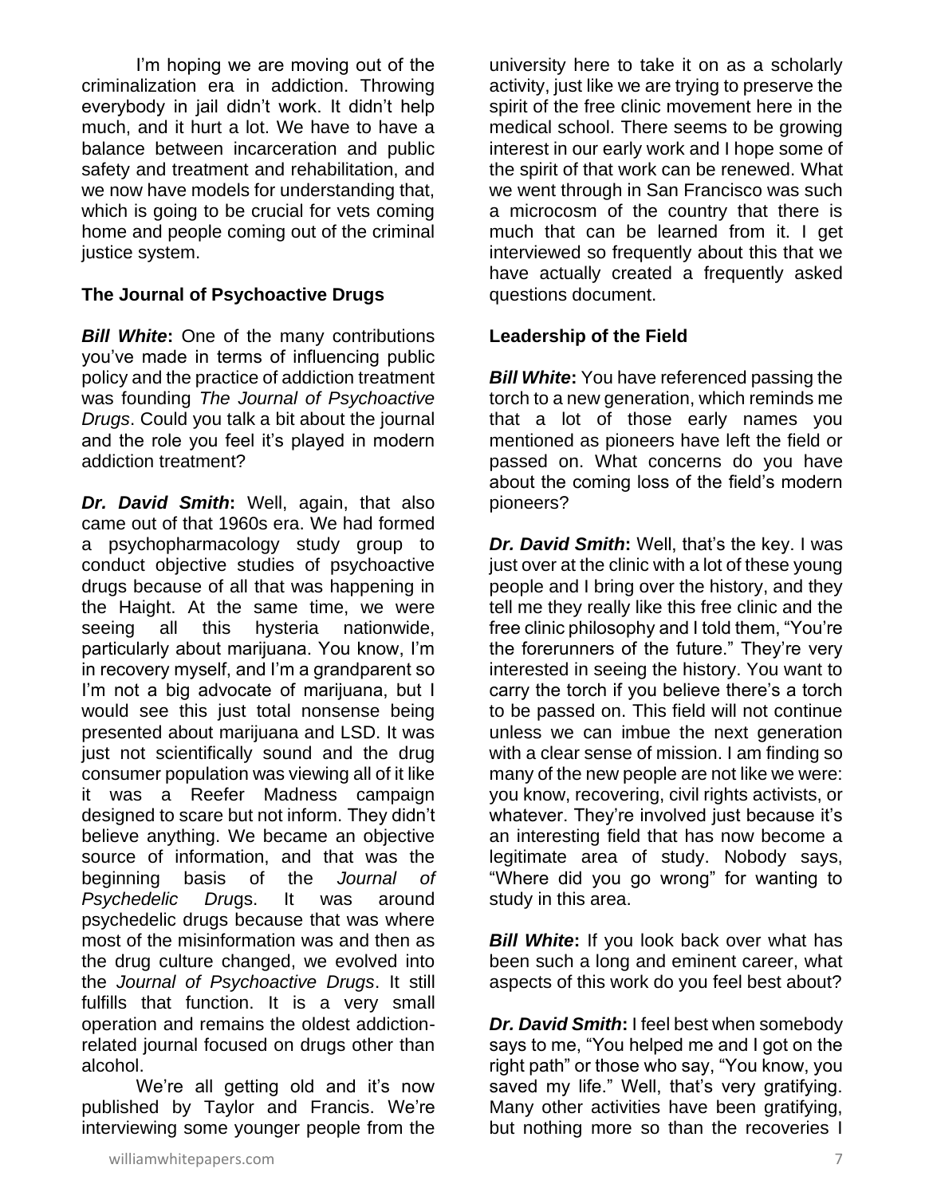I'm hoping we are moving out of the criminalization era in addiction. Throwing everybody in jail didn't work. It didn't help much, and it hurt a lot. We have to have a balance between incarceration and public safety and treatment and rehabilitation, and we now have models for understanding that, which is going to be crucial for vets coming home and people coming out of the criminal justice system.

**The Journal of Psychoactive Drugs**

***Bill White*:** One of the many contributions you've made in terms of influencing public policy and the practice of addiction treatment was founding *The Journal of Psychoactive Drugs*. Could you talk a bit about the journal and the role you feel it's played in modern addiction treatment?

***Dr. David Smith*:** Well, again, that also came out of that 1960s era. We had formed a psychopharmacology study group to conduct objective studies of psychoactive drugs because of all that was happening in the Haight. At the same time, we were seeing all this hysteria nationwide, particularly about marijuana. You know, I'm in recovery myself, and I'm a grandparent so I'm not a big advocate of marijuana, but I would see this just total nonsense being presented about marijuana and LSD. It was just not scientifically sound and the drug consumer population was viewing all of it like it was a Reefer Madness campaign designed to scare but not inform. They didn't believe anything. We became an objective source of information, and that was the beginning basis of the *Journal of Psychedelic Drugs*. It was around psychedelic drugs because that was where most of the misinformation was and then as the drug culture changed, we evolved into the *Journal of Psychoactive Drugs*. It still fulfills that function. It is a very small operation and remains the oldest addiction-related journal focused on drugs other than alcohol.

We're all getting old and it's now published by Taylor and Francis. We're interviewing some younger people from the university here to take it on as a scholarly activity, just like we are trying to preserve the spirit of the free clinic movement here in the medical school. There seems to be growing interest in our early work and I hope some of the spirit of that work can be renewed. What we went through in San Francisco was such a microcosm of the country that there is much that can be learned from it. I get interviewed so frequently about this that we have actually created a frequently asked questions document.

**Leadership of the Field**

***Bill White*:** You have referenced passing the torch to a new generation, which reminds me that a lot of those early names you mentioned as pioneers have left the field or passed on. What concerns do you have about the coming loss of the field's modern pioneers?

***Dr. David Smith*:** Well, that's the key. I was just over at the clinic with a lot of these young people and I bring over the history, and they tell me they really like this free clinic and the free clinic philosophy and I told them, "You're the forerunners of the future." They're very interested in seeing the history. You want to carry the torch if you believe there's a torch to be passed on. This field will not continue unless we can imbue the next generation with a clear sense of mission. I am finding so many of the new people are not like we were: you know, recovering, civil rights activists, or whatever. They're involved just because it's an interesting field that has now become a legitimate area of study. Nobody says, "Where did you go wrong" for wanting to study in this area.

***Bill White*:** If you look back over what has been such a long and eminent career, what aspects of this work do you feel best about?

***Dr. David Smith*:** I feel best when somebody says to me, "You helped me and I got on the right path" or those who say, "You know, you saved my life." Well, that's very gratifying. Many other activities have been gratifying, but nothing more so than the recoveries I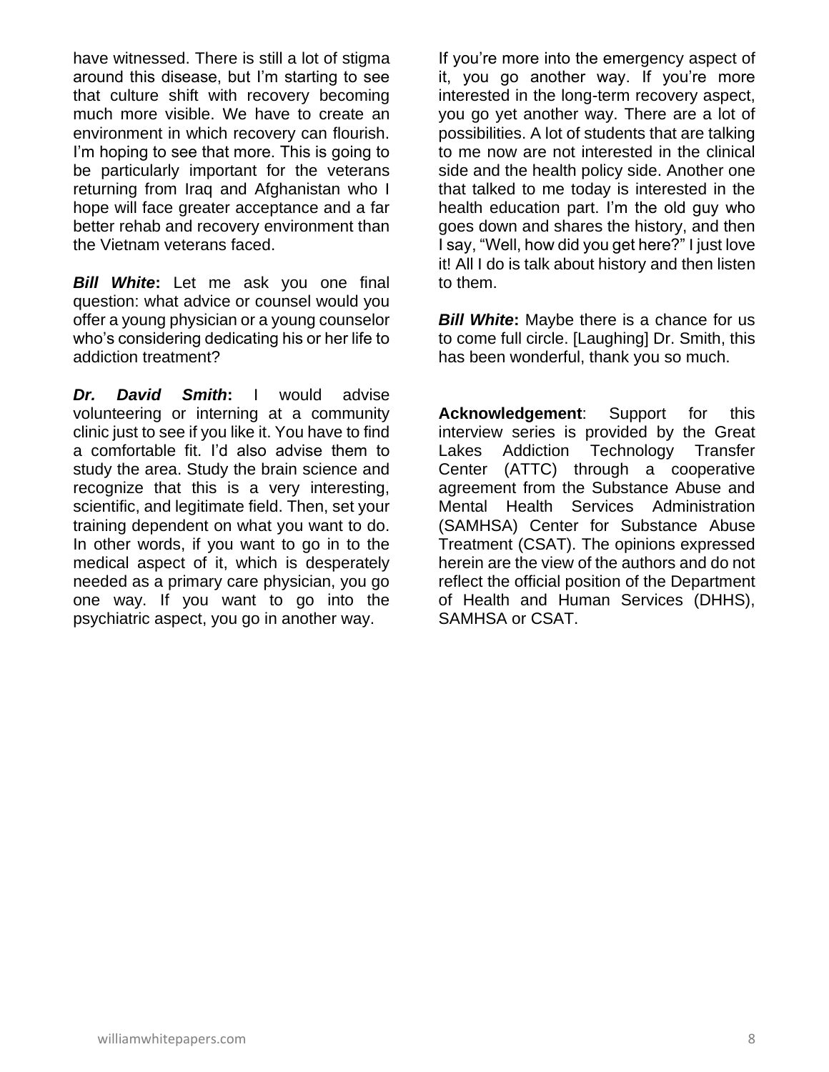have witnessed. There is still a lot of stigma around this disease, but I'm starting to see that culture shift with recovery becoming much more visible. We have to create an environment in which recovery can flourish. I'm hoping to see that more. This is going to be particularly important for the veterans returning from Iraq and Afghanistan who I hope will face greater acceptance and a far better rehab and recovery environment than the Vietnam veterans faced.

***Bill White*:** Let me ask you one final question: what advice or counsel would you offer a young physician or a young counselor who's considering dedicating his or her life to addiction treatment?

***Dr. David Smith*:** I would advise volunteering or interning at a community clinic just to see if you like it. You have to find a comfortable fit. I'd also advise them to study the area. Study the brain science and recognize that this is a very interesting, scientific, and legitimate field. Then, set your training dependent on what you want to do. In other words, if you want to go in to the medical aspect of it, which is desperately needed as a primary care physician, you go one way. If you want to go into the psychiatric aspect, you go in another way. If you're more into the emergency aspect of it, you go another way. If you're more interested in the long-term recovery aspect, you go yet another way. There are a lot of possibilities. A lot of students that are talking to me now are not interested in the clinical side and the health policy side. Another one that talked to me today is interested in the health education part. I'm the old guy who goes down and shares the history, and then I say, "Well, how did you get here?" I just love it! All I do is talk about history and then listen to them.

***Bill White*:** Maybe there is a chance for us to come full circle. [Laughing] Dr. Smith, this has been wonderful, thank you so much.

**Acknowledgement**: Support for this interview series is provided by the Great Lakes Addiction Technology Transfer Center (ATTC) through a cooperative agreement from the Substance Abuse and Mental Health Services Administration (SAMHSA) Center for Substance Abuse Treatment (CSAT). The opinions expressed herein are the view of the authors and do not reflect the official position of the Department of Health and Human Services (DHHS), SAMHSA or CSAT.